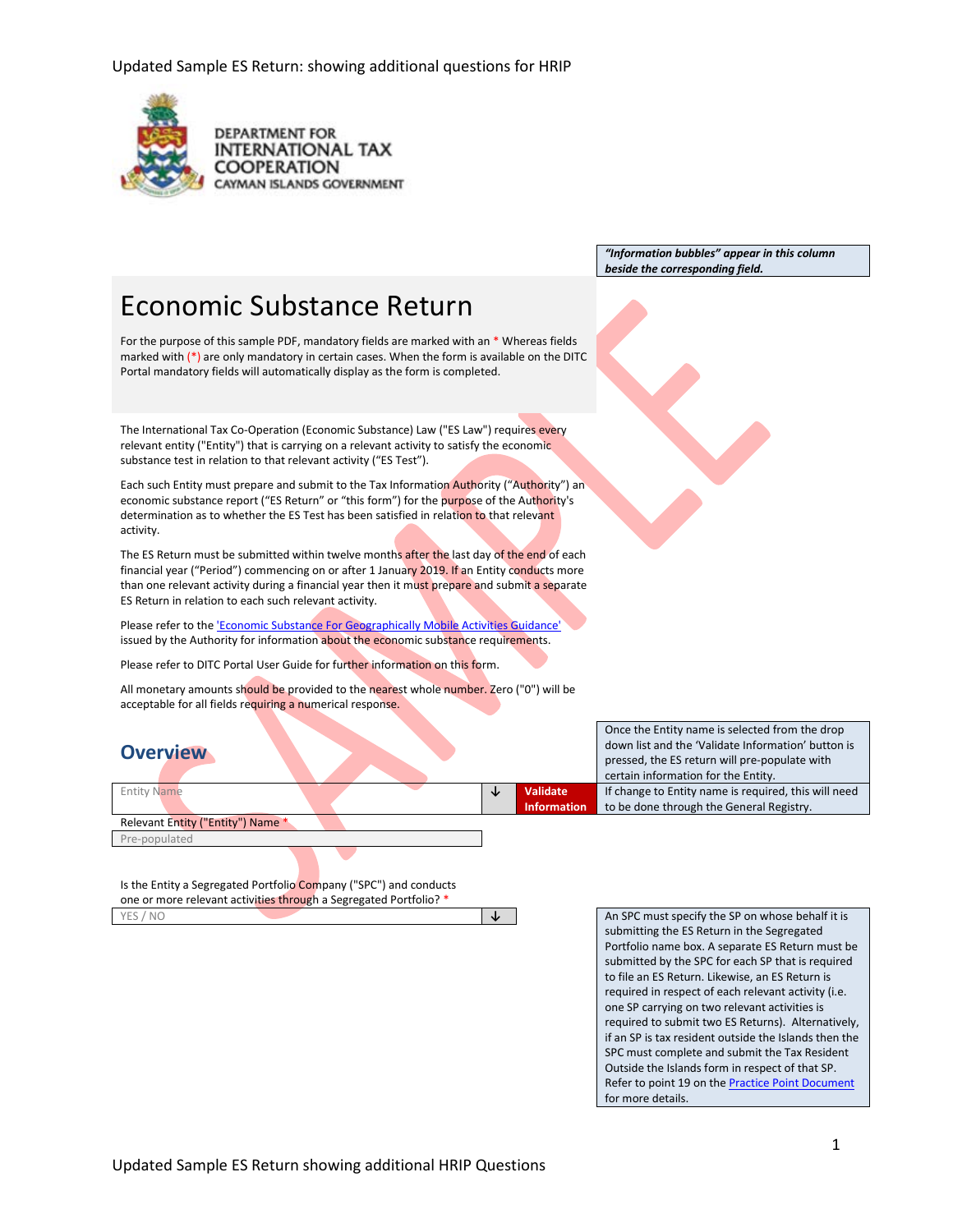Updated Sample ES Return: showing additional questions for HRIP

DEPARTMENT FOR INTERNATIONAL TAX COOPERATION
CAYMAN ISLANDS GOVERNMENT

***"Information bubbles" appear in this column beside the corresponding field.***

# Economic Substance Return

For the purpose of this sample PDF, mandatory fields are marked with an * Whereas fields marked with (*) are only mandatory in certain cases. When the form is available on the DITC Portal mandatory fields will automatically display as the form is completed.

The International Tax Co-Operation (Economic Substance) Law ("ES Law") requires every relevant entity ("Entity") that is carrying on a relevant activity to satisfy the economic substance test in relation to that relevant activity ("ES Test").

Each such Entity must prepare and submit to the Tax Information Authority ("Authority") an economic substance report ("ES Return" or "this form") for the purpose of the Authority's determination as to whether the ES Test has been satisfied in relation to that relevant activity.

The ES Return must be submitted within twelve months after the last day of the end of each financial year ("Period") commencing on or after 1 January 2019. If an Entity conducts more than one relevant activity during a financial year then it must prepare and submit a separate ES Return in relation to each such relevant activity.

Please refer to the 'Economic Substance For Geographically Mobile Activities Guidance' issued by the Authority for information about the economic substance requirements.

Please refer to DITC Portal User Guide for further information on this form.

All monetary amounts should be provided to the nearest whole number. Zero ("0") will be acceptable for all fields requiring a numerical response.

## Overview

Once the Entity name is selected from the drop down list and the 'Validate Information' button is pressed, the ES return will pre-populate with certain information for the Entity.

Entity Name ↓ **Validate Information**

If change to Entity name is required, this will need to be done through the General Registry.

Relevant Entity ("Entity") Name *

Pre-populated

Is the Entity a Segregated Portfolio Company ("SPC") and conducts one or more relevant activities through a Segregated Portfolio? *

YES / NO ↓

An SPC must specify the SP on whose behalf it is submitting the ES Return in the Segregated Portfolio name box. A separate ES Return must be submitted by the SPC for each SP that is required to file an ES Return. Likewise, an ES Return is required in respect of each relevant activity (i.e. one SP carrying on two relevant activities is required to submit two ES Returns). Alternatively, if an SP is tax resident outside the Islands then the SPC must complete and submit the Tax Resident Outside the Islands form in respect of that SP. Refer to point 19 on the Practice Point Document for more details.

Updated Sample ES Return showing additional HRIP Questions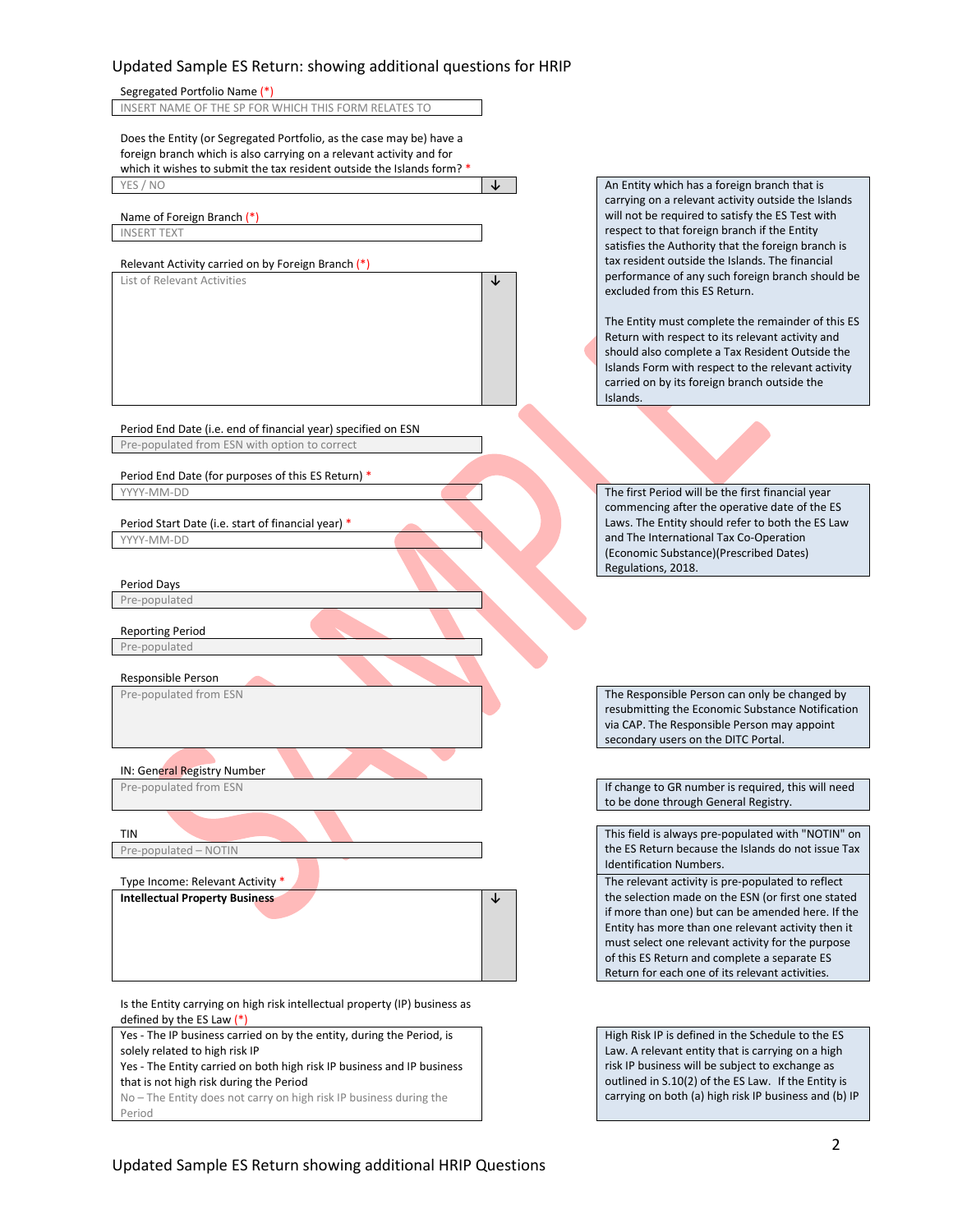## Updated Sample ES Return: showing additional questions for HRIP

Segregated Portfolio Name (*)

INSERT NAME OF THE SP FOR WHICH THIS FORM RELATES TO

Does the Entity (or Segregated Portfolio, as the case may be) have a foreign branch which is also carrying on a relevant activity and for which it wishes to submit the tax resident outside the Islands form? *

YES / NO

> An Entity which has a foreign branch that is carrying on a relevant activity outside the Islands will not be required to satisfy the ES Test with respect to that foreign branch if the Entity satisfies the Authority that the foreign branch is tax resident outside the Islands. The financial performance of any such foreign branch should be excluded from this ES Return.
>
> The Entity must complete the remainder of this ES Return with respect to its relevant activity and should also complete a Tax Resident Outside the Islands Form with respect to the relevant activity carried on by its foreign branch outside the Islands.

Name of Foreign Branch (*)

INSERT TEXT

Relevant Activity carried on by Foreign Branch (*)

List of Relevant Activities

Period End Date (i.e. end of financial year) specified on ESN

Pre-populated from ESN with option to correct

Period End Date (for purposes of this ES Return) *

YYYY-MM-DD

> The first Period will be the first financial year commencing after the operative date of the ES Laws. The Entity should refer to both the ES Law and The International Tax Co-Operation (Economic Substance)(Prescribed Dates) Regulations, 2018.

Period Start Date (i.e. start of financial year) *

YYYY-MM-DD

Period Days

Pre-populated

Reporting Period

Pre-populated

Responsible Person

Pre-populated from ESN

> The Responsible Person can only be changed by resubmitting the Economic Substance Notification via CAP. The Responsible Person may appoint secondary users on the DITC Portal.

IN: General Registry Number

Pre-populated from ESN

> If change to GR number is required, this will need to be done through General Registry.

TIN

Pre-populated – NOTIN

> This field is always pre-populated with "NOTIN" on the ES Return because the Islands do not issue Tax Identification Numbers.

Type Income: Relevant Activity *

**Intellectual Property Business**

> The relevant activity is pre-populated to reflect the selection made on the ESN (or first one stated if more than one) but can be amended here. If the Entity has more than one relevant activity then it must select one relevant activity for the purpose of this ES Return and complete a separate ES Return for each one of its relevant activities.

Is the Entity carrying on high risk intellectual property (IP) business as defined by the ES Law (*)

- Yes - The IP business carried on by the entity, during the Period, is solely related to high risk IP
- Yes - The Entity carried on both high risk IP business and IP business that is not high risk during the Period
- No – The Entity does not carry on high risk IP business during the Period

> High Risk IP is defined in the Schedule to the ES Law. A relevant entity that is carrying on a high risk IP business will be subject to exchange as outlined in S.10(2) of the ES Law. If the Entity is carrying on both (a) high risk IP business and (b) IP

Updated Sample ES Return showing additional HRIP Questions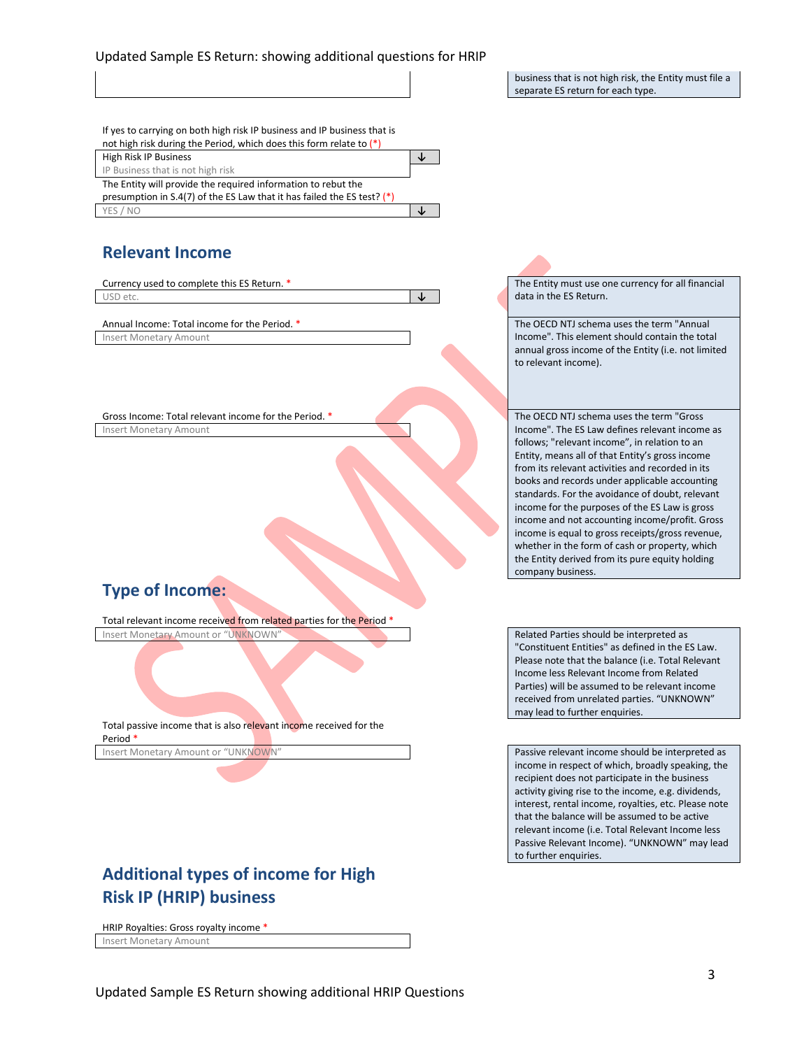business that is not high risk, the Entity must file a separate ES return for each type.

If yes to carrying on both high risk IP business and IP business that is not high risk during the Period, which does this form relate to (*)

High Risk IP Business
IP Business that is not high risk

The Entity will provide the required information to rebut the presumption in S.4(7) of the ES Law that it has failed the ES test? (*)

YES / NO

## Relevant Income

Currency used to complete this ES Return. *

USD etc.

> The Entity must use one currency for all financial data in the ES Return.

Annual Income: Total income for the Period. *

Insert Monetary Amount

> The OECD NTJ schema uses the term "Annual Income". This element should contain the total annual gross income of the Entity (i.e. not limited to relevant income).

Gross Income: Total relevant income for the Period. *

Insert Monetary Amount

> The OECD NTJ schema uses the term "Gross Income". The ES Law defines relevant income as follows; "relevant income", in relation to an Entity, means all of that Entity's gross income from its relevant activities and recorded in its books and records under applicable accounting standards. For the avoidance of doubt, relevant income for the purposes of the ES Law is gross income and not accounting income/profit. Gross income is equal to gross receipts/gross revenue, whether in the form of cash or property, which the Entity derived from its pure equity holding company business.

## Type of Income:

Total relevant income received from related parties for the Period *

Insert Monetary Amount or "UNKNOWN"

> Related Parties should be interpreted as "Constituent Entities" as defined in the ES Law. Please note that the balance (i.e. Total Relevant Income less Relevant Income from Related Parties) will be assumed to be relevant income received from unrelated parties. "UNKNOWN" may lead to further enquiries.

Total passive income that is also relevant income received for the Period *

Insert Monetary Amount or "UNKNOWN"

> Passive relevant income should be interpreted as income in respect of which, broadly speaking, the recipient does not participate in the business activity giving rise to the income, e.g. dividends, interest, rental income, royalties, etc. Please note that the balance will be assumed to be active relevant income (i.e. Total Relevant Income less Passive Relevant Income). "UNKNOWN" may lead to further enquiries.

## Additional types of income for High Risk IP (HRIP) business

HRIP Royalties: Gross royalty income *

Insert Monetary Amount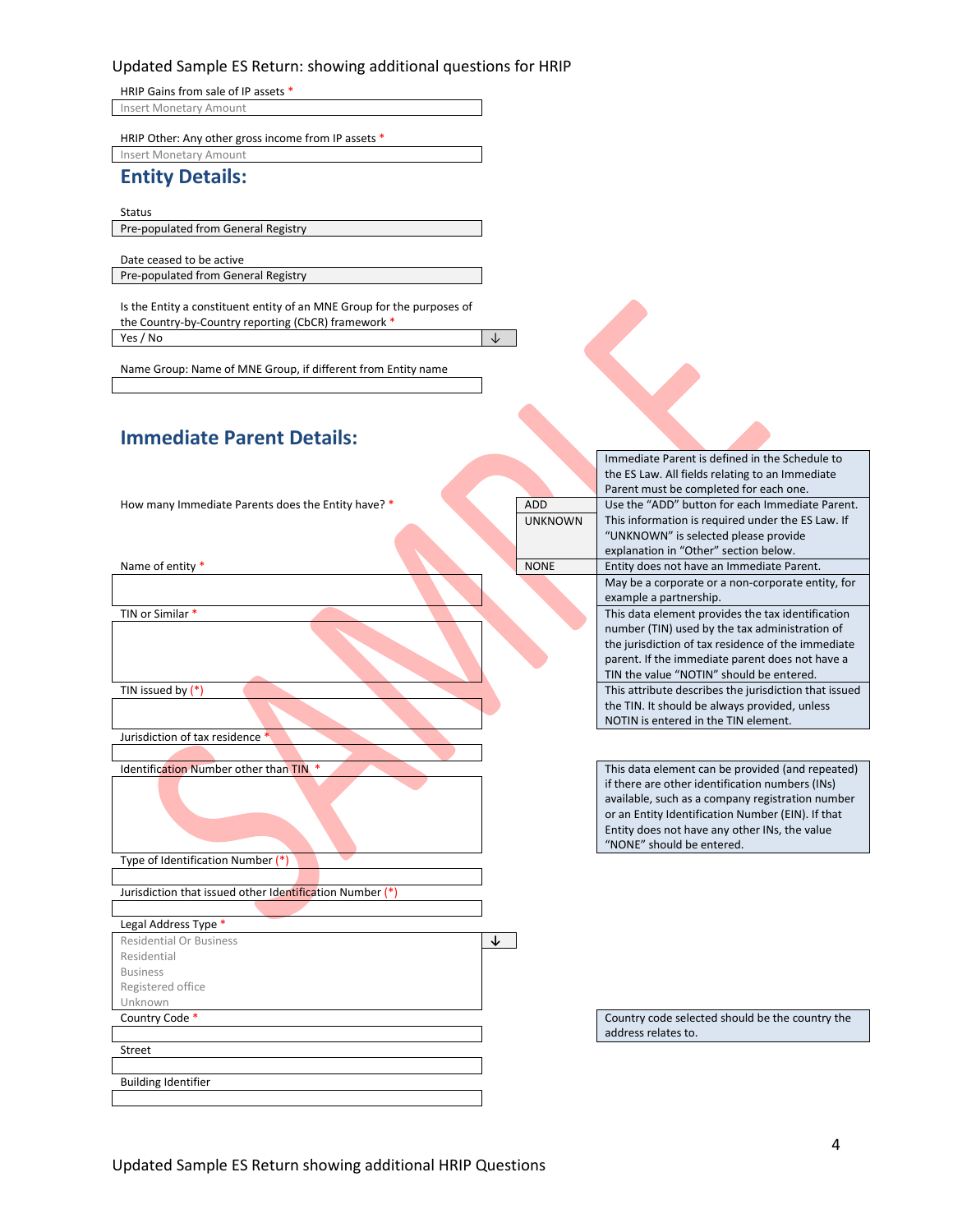Updated Sample ES Return: showing additional questions for HRIP

HRIP Gains from sale of IP assets *

Insert Monetary Amount

HRIP Other: Any other gross income from IP assets *

Insert Monetary Amount

## Entity Details:

Status

Pre-populated from General Registry

Date ceased to be active

Pre-populated from General Registry

Is the Entity a constituent entity of an MNE Group for the purposes of the Country-by-Country reporting (CbCR) framework *

Yes / No ↓

Name Group: Name of MNE Group, if different from Entity name

## Immediate Parent Details:

Immediate Parent is defined in the Schedule to the ES Law. All fields relating to an Immediate Parent must be completed for each one.

How many Immediate Parents does the Entity have? *

| Option | Guidance |
|---|---|
| ADD | Use the "ADD" button for each Immediate Parent. |
| UNKNOWN | This information is required under the ES Law. If "UNKNOWN" is selected please provide explanation in "Other" section below. |
| NONE | Entity does not have an Immediate Parent. |

Name of entity *

May be a corporate or a non-corporate entity, for example a partnership.

TIN or Similar *

This data element provides the tax identification number (TIN) used by the tax administration of the jurisdiction of tax residence of the immediate parent. If the immediate parent does not have a TIN the value "NOTIN" should be entered.

TIN issued by (*)

This attribute describes the jurisdiction that issued the TIN. It should be always provided, unless NOTIN is entered in the TIN element.

Jurisdiction of tax residence *

Identification Number other than TIN *

This data element can be provided (and repeated) if there are other identification numbers (INs) available, such as a company registration number or an Entity Identification Number (EIN). If that Entity does not have any other INs, the value "NONE" should be entered.

Type of Identification Number (*)

Jurisdiction that issued other Identification Number (*)

Legal Address Type *

Residential Or Business ↓
- Residential
- Business
- Registered office
- Unknown

Country Code *

Country code selected should be the country the address relates to.

Street

Building Identifier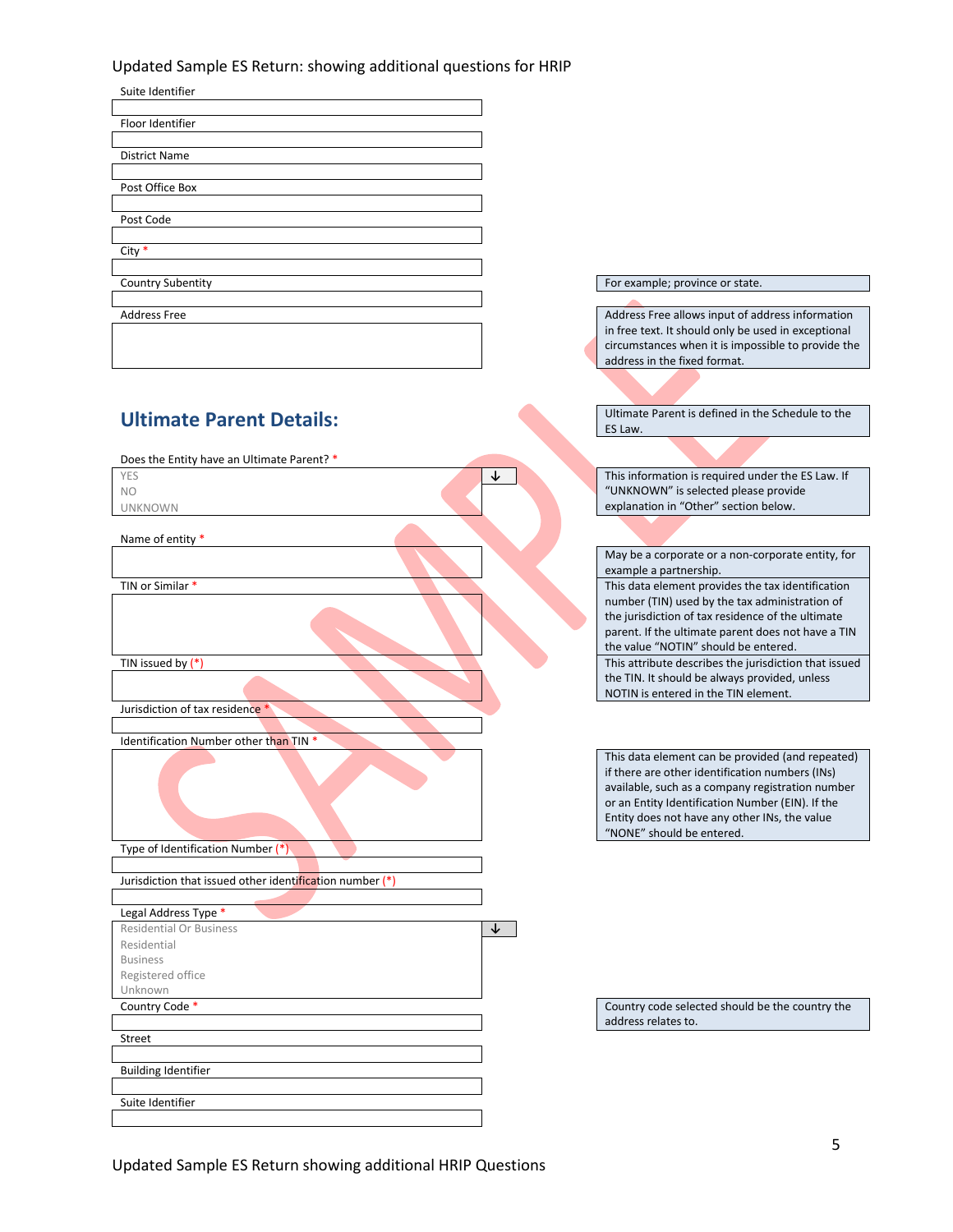Updated Sample ES Return: showing additional questions for HRIP

| Field | Guidance |
|---|---|
| Suite Identifier | |
| Floor Identifier | |
| District Name | |
| Post Office Box | |
| Post Code | |
| City * | |
| Country Subentity | For example; province or state. |
| Address Free | Address Free allows input of address information in free text. It should only be used in exceptional circumstances when it is impossible to provide the address in the fixed format. |

## Ultimate Parent Details:

Ultimate Parent is defined in the Schedule to the ES Law.

| Field | Guidance |
|---|---|
| Does the Entity have an Ultimate Parent? * (YES / NO / UNKNOWN) | This information is required under the ES Law. If "UNKNOWN" is selected please provide explanation in "Other" section below. |
| Name of entity * | May be a corporate or a non-corporate entity, for example a partnership. |
| TIN or Similar * | This data element provides the tax identification number (TIN) used by the tax administration of the jurisdiction of tax residence of the ultimate parent. If the ultimate parent does not have a TIN the value "NOTIN" should be entered. |
| TIN issued by (*) | This attribute describes the jurisdiction that issued the TIN. It should be always provided, unless NOTIN is entered in the TIN element. |
| Jurisdiction of tax residence * | |
| Identification Number other than TIN * | This data element can be provided (and repeated) if there are other identification numbers (INs) available, such as a company registration number or an Entity Identification Number (EIN). If the Entity does not have any other INs, the value "NONE" should be entered. |
| Type of Identification Number (*) | |
| Jurisdiction that issued other identification number (*) | |
| Legal Address Type * (Residential Or Business / Residential / Business / Registered office / Unknown) | |
| Country Code * | Country code selected should be the country the address relates to. |
| Street | |
| Building Identifier | |
| Suite Identifier | |

Updated Sample ES Return showing additional HRIP Questions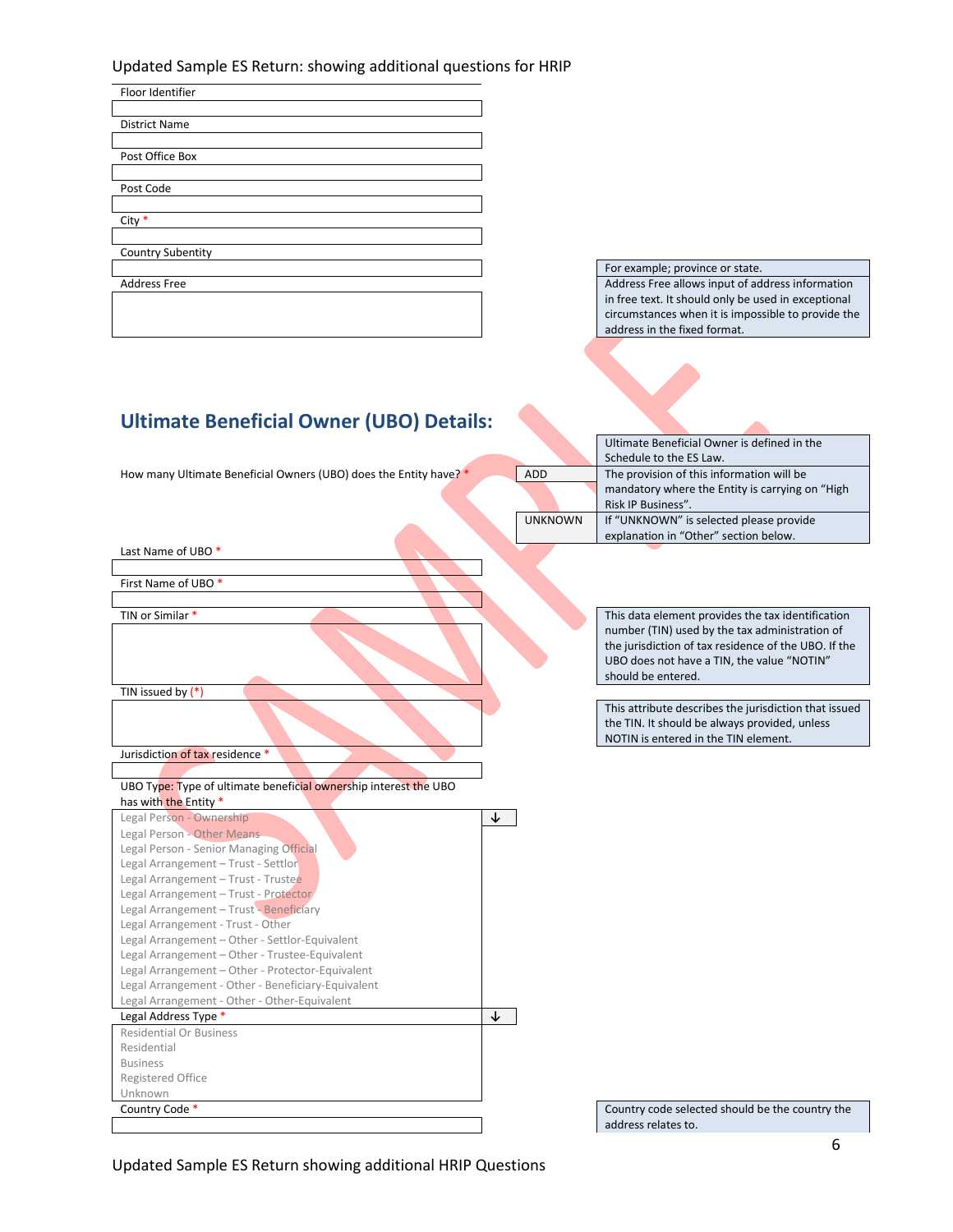Updated Sample ES Return: showing additional questions for HRIP

Floor Identifier

District Name

Post Office Box

Post Code

City *

Country Subentity

For example; province or state.

Address Free

Address Free allows input of address information in free text. It should only be used in exceptional circumstances when it is impossible to provide the address in the fixed format.

## Ultimate Beneficial Owner (UBO) Details:

Ultimate Beneficial Owner is defined in the Schedule to the ES Law.

How many Ultimate Beneficial Owners (UBO) does the Entity have? *

| | |
|---|---|
| ADD | The provision of this information will be mandatory where the Entity is carrying on "High Risk IP Business". |
| UNKNOWN | If "UNKNOWN" is selected please provide explanation in "Other" section below. |

Last Name of UBO *

First Name of UBO *

TIN or Similar *

This data element provides the tax identification number (TIN) used by the tax administration of the jurisdiction of tax residence of the UBO. If the UBO does not have a TIN, the value "NOTIN" should be entered.

TIN issued by (*)

This attribute describes the jurisdiction that issued the TIN. It should be always provided, unless NOTIN is entered in the TIN element.

Jurisdiction of tax residence *

UBO Type: Type of ultimate beneficial ownership interest the UBO has with the Entity *

- Legal Person - Ownership
- Legal Person - Other Means
- Legal Person - Senior Managing Official
- Legal Arrangement – Trust - Settlor
- Legal Arrangement – Trust - Trustee
- Legal Arrangement – Trust - Protector
- Legal Arrangement – Trust - Beneficiary
- Legal Arrangement - Trust - Other
- Legal Arrangement – Other - Settlor-Equivalent
- Legal Arrangement – Other - Trustee-Equivalent
- Legal Arrangement – Other - Protector-Equivalent
- Legal Arrangement - Other - Beneficiary-Equivalent
- Legal Arrangement - Other - Other-Equivalent

Legal Address Type *

- Residential Or Business
- Residential
- Business
- Registered Office
- Unknown

Country Code *

Country code selected should be the country the address relates to.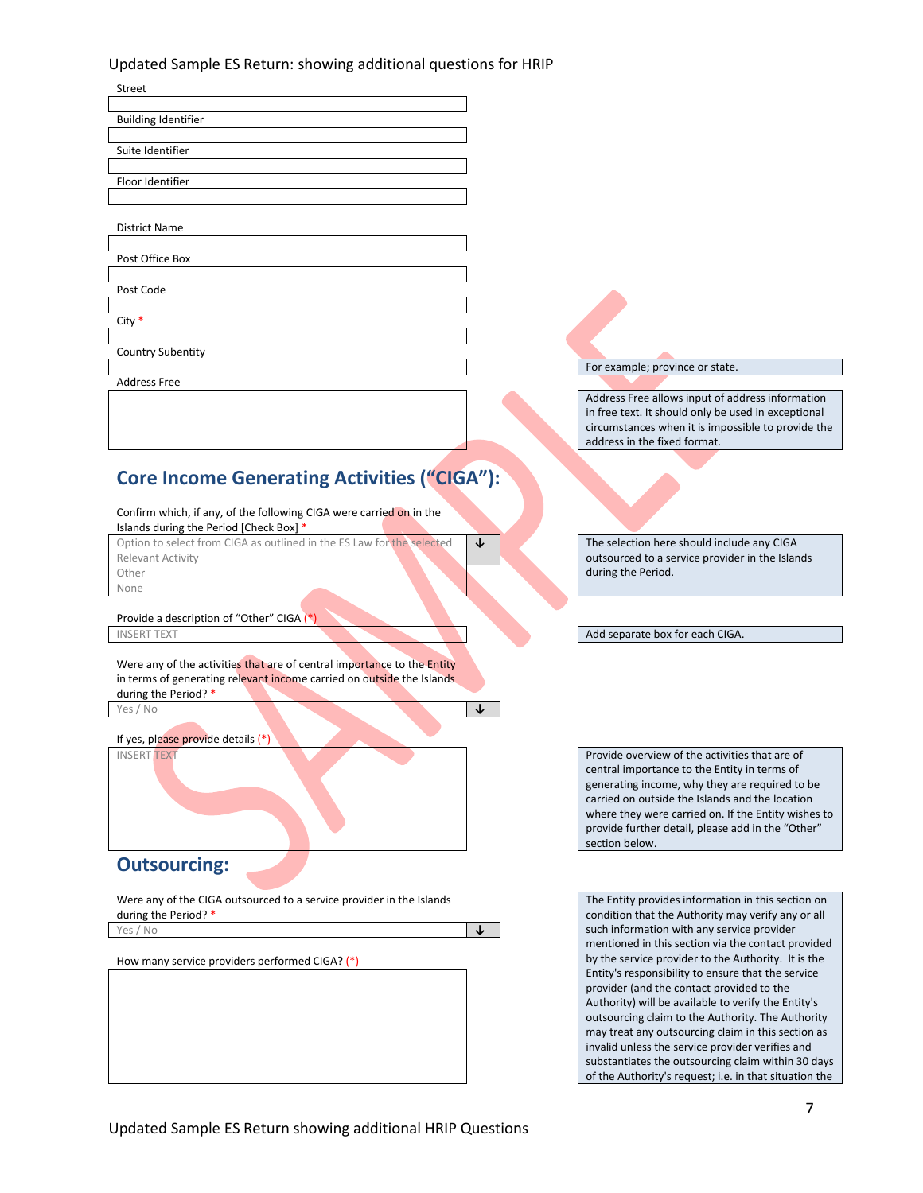Updated Sample ES Return: showing additional questions for HRIP

Street

Building Identifier

Suite Identifier

Floor Identifier

District Name

Post Office Box

Post Code

City *

Country Subentity

> For example; province or state.

Address Free

> Address Free allows input of address information in free text. It should only be used in exceptional circumstances when it is impossible to provide the address in the fixed format.

## Core Income Generating Activities ("CIGA"):

Confirm which, if any, of the following CIGA were carried on in the Islands during the Period [Check Box] *

Option to select from CIGA as outlined in the ES Law for the selected Relevant Activity
Other
None

> The selection here should include any CIGA outsourced to a service provider in the Islands during the Period.

Provide a description of "Other" CIGA (*)

INSERT TEXT

> Add separate box for each CIGA.

Were any of the activities that are of central importance to the Entity in terms of generating relevant income carried on outside the Islands during the Period? *

Yes / No

If yes, please provide details (*)

INSERT TEXT

> Provide overview of the activities that are of central importance to the Entity in terms of generating income, why they are required to be carried on outside the Islands and the location where they were carried on. If the Entity wishes to provide further detail, please add in the "Other" section below.

## Outsourcing:

Were any of the CIGA outsourced to a service provider in the Islands during the Period? *

Yes / No

How many service providers performed CIGA? (*)

> The Entity provides information in this section on condition that the Authority may verify any or all such information with any service provider mentioned in this section via the contact provided by the service provider to the Authority. It is the Entity's responsibility to ensure that the service provider (and the contact provided to the Authority) will be available to verify the Entity's outsourcing claim to the Authority. The Authority may treat any outsourcing claim in this section as invalid unless the service provider verifies and substantiates the outsourcing claim within 30 days of the Authority's request; i.e. in that situation the

Updated Sample ES Return showing additional HRIP Questions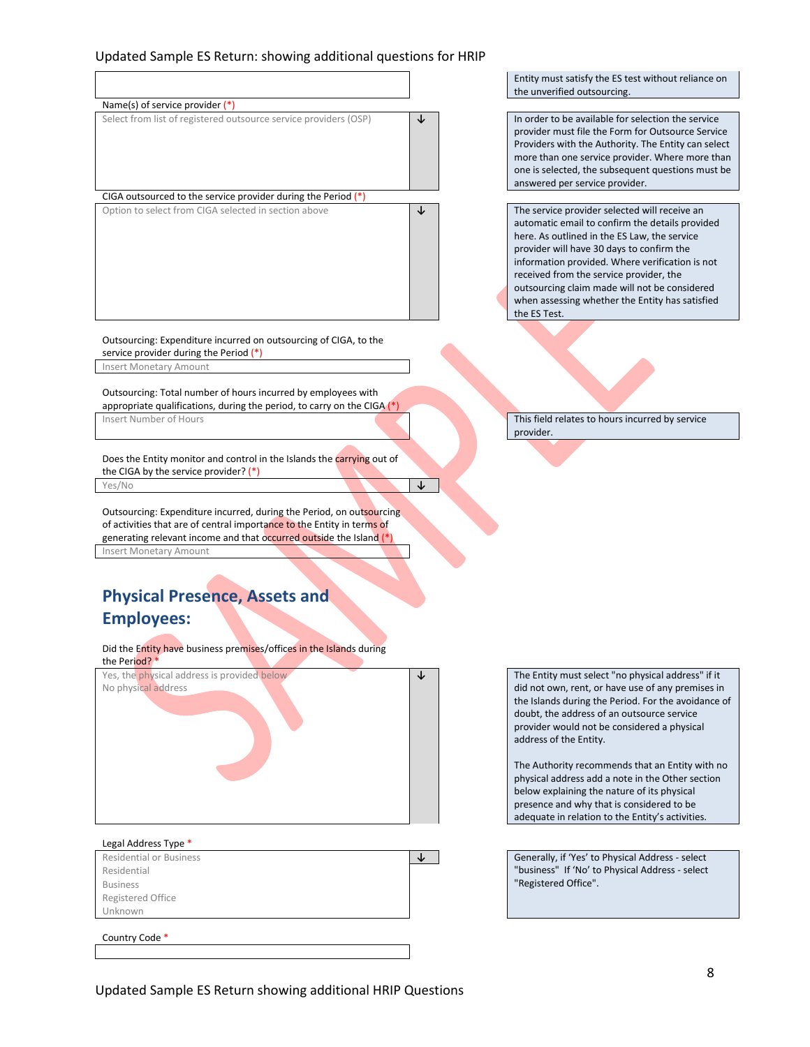Updated Sample ES Return: showing additional questions for HRIP

| Field | Guidance |
|---|---|
| | Entity must satisfy the ES test without reliance on the unverified outsourcing. |
| Name(s) of service provider (*)<br>Select from list of registered outsource service providers (OSP) | In order to be available for selection the service provider must file the Form for Outsource Service Providers with the Authority. The Entity can select more than one service provider. Where more than one is selected, the subsequent questions must be answered per service provider. |
| CIGA outsourced to the service provider during the Period (*)<br>Option to select from CIGA selected in section above | The service provider selected will receive an automatic email to confirm the details provided here. As outlined in the ES Law, the service provider will have 30 days to confirm the information provided. Where verification is not received from the service provider, the outsourcing claim made will not be considered when assessing whether the Entity has satisfied the ES Test. |
| Outsourcing: Expenditure incurred on outsourcing of CIGA, to the service provider during the Period (*)<br>Insert Monetary Amount | |
| Outsourcing: Total number of hours incurred by employees with appropriate qualifications, during the period, to carry on the CIGA (*)<br>Insert Number of Hours | This field relates to hours incurred by service provider. |
| Does the Entity monitor and control in the Islands the carrying out of the CIGA by the service provider? (*)<br>Yes/No | |
| Outsourcing: Expenditure incurred, during the Period, on outsourcing of activities that are of central importance to the Entity in terms of generating relevant income and that occurred outside the Island (*)<br>Insert Monetary Amount | |

## Physical Presence, Assets and Employees:

| Field | Guidance |
|---|---|
| Did the Entity have business premises/offices in the Islands during the Period? *<br>Yes, the physical address is provided below<br>No physical address | The Entity must select "no physical address" if it did not own, rent, or have use of any premises in the Islands during the Period. For the avoidance of doubt, the address of an outsource service provider would not be considered a physical address of the Entity.<br><br>The Authority recommends that an Entity with no physical address add a note in the Other section below explaining the nature of its physical presence and why that is considered to be adequate in relation to the Entity's activities. |
| Legal Address Type *<br>Residential or Business<br>Residential<br>Business<br>Registered Office<br>Unknown | Generally, if 'Yes' to Physical Address - select "business" If 'No' to Physical Address - select "Registered Office". |
| Country Code * | |

Updated Sample ES Return showing additional HRIP Questions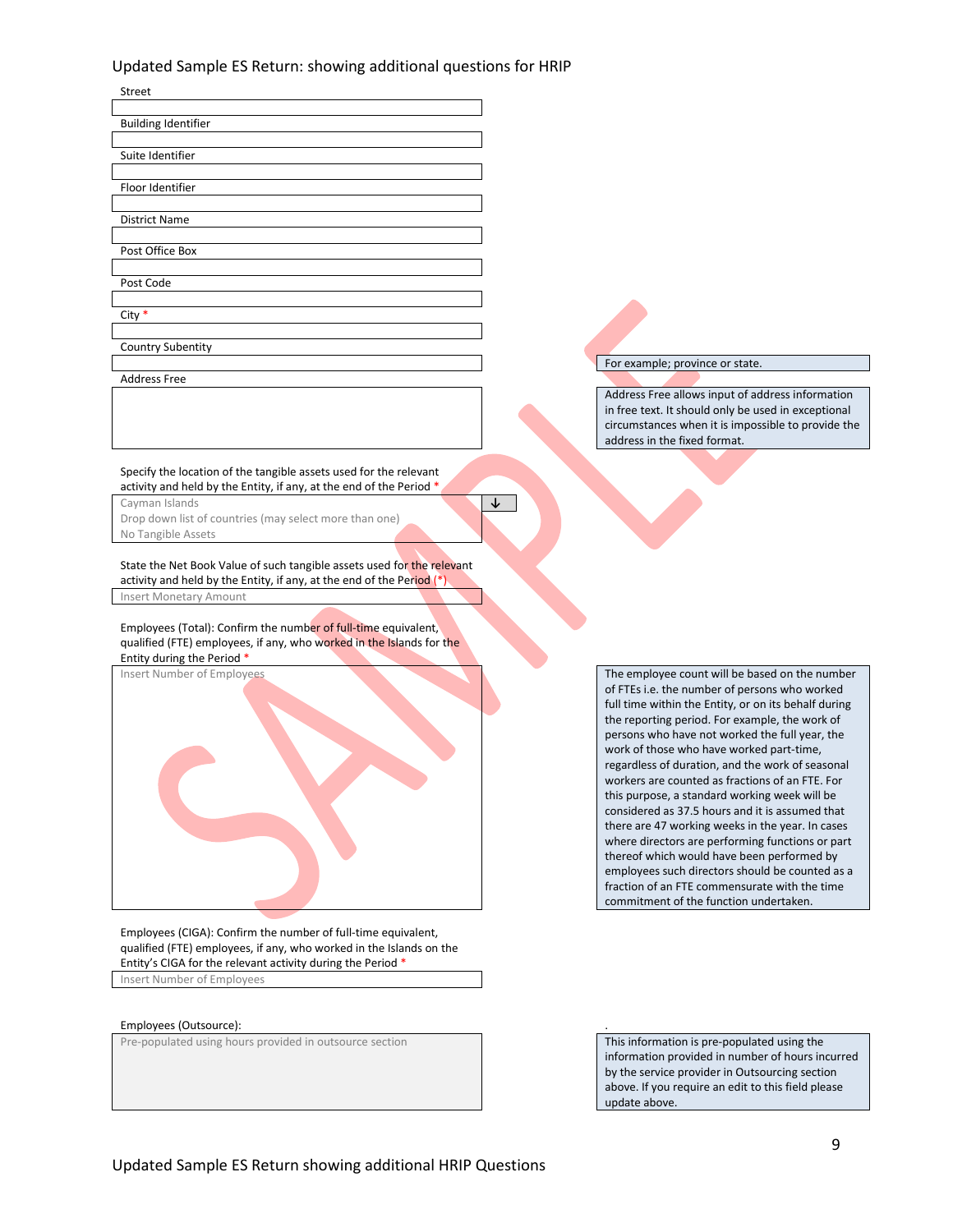## Updated Sample ES Return: showing additional questions for HRIP

Street

Building Identifier

Suite Identifier

Floor Identifier

District Name

Post Office Box

Post Code

City *

Country Subentity

> For example; province or state.

Address Free

> Address Free allows input of address information in free text. It should only be used in exceptional circumstances when it is impossible to provide the address in the fixed format.

Specify the location of the tangible assets used for the relevant activity and held by the Entity, if any, at the end of the Period *

- Cayman Islands
- Drop down list of countries (may select more than one)
- No Tangible Assets

State the Net Book Value of such tangible assets used for the relevant activity and held by the Entity, if any, at the end of the Period (*)

Insert Monetary Amount

Employees (Total): Confirm the number of full-time equivalent, qualified (FTE) employees, if any, who worked in the Islands for the Entity during the Period *

Insert Number of Employees

> The employee count will be based on the number of FTEs i.e. the number of persons who worked full time within the Entity, or on its behalf during the reporting period. For example, the work of persons who have not worked the full year, the work of those who have worked part-time, regardless of duration, and the work of seasonal workers are counted as fractions of an FTE. For this purpose, a standard working week will be considered as 37.5 hours and it is assumed that there are 47 working weeks in the year. In cases where directors are performing functions or part thereof which would have been performed by employees such directors should be counted as a fraction of an FTE commensurate with the time commitment of the function undertaken.

Employees (CIGA): Confirm the number of full-time equivalent, qualified (FTE) employees, if any, who worked in the Islands on the Entity's CIGA for the relevant activity during the Period *

Insert Number of Employees

Employees (Outsource):

Pre-populated using hours provided in outsource section

> This information is pre-populated using the information provided in number of hours incurred by the service provider in Outsourcing section above. If you require an edit to this field please update above.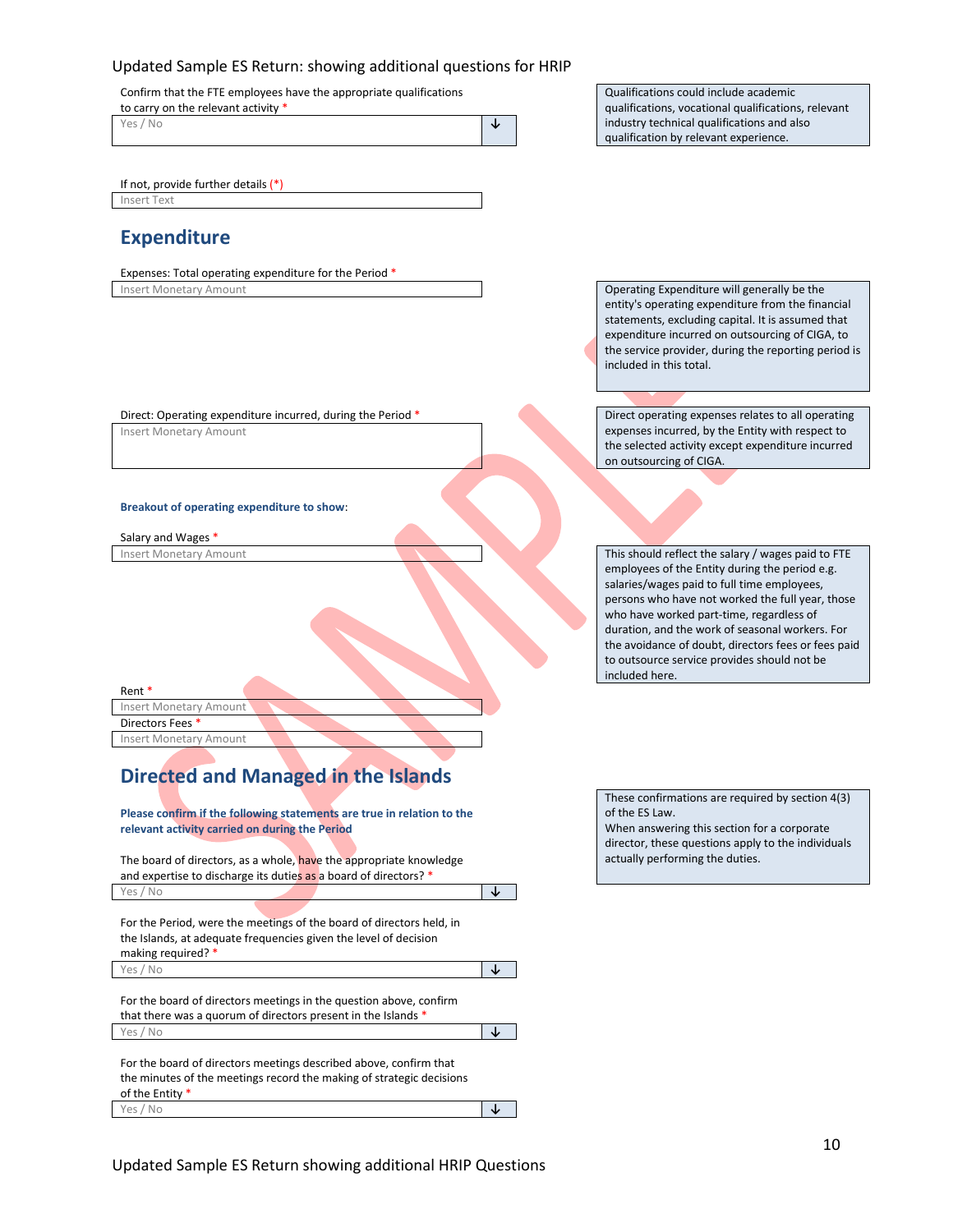Updated Sample ES Return: showing additional questions for HRIP

Confirm that the FTE employees have the appropriate qualifications to carry on the relevant activity *

Yes / No

> Qualifications could include academic qualifications, vocational qualifications, relevant industry technical qualifications and also qualification by relevant experience.

If not, provide further details (*)

Insert Text

## Expenditure

Expenses: Total operating expenditure for the Period *

Insert Monetary Amount

> Operating Expenditure will generally be the entity's operating expenditure from the financial statements, excluding capital. It is assumed that expenditure incurred on outsourcing of CIGA, to the service provider, during the reporting period is included in this total.

Direct: Operating expenditure incurred, during the Period *

Insert Monetary Amount

> Direct operating expenses relates to all operating expenses incurred, by the Entity with respect to the selected activity except expenditure incurred on outsourcing of CIGA.

**Breakout of operating expenditure to show:**

Salary and Wages *

Insert Monetary Amount

> This should reflect the salary / wages paid to FTE employees of the Entity during the period e.g. salaries/wages paid to full time employees, persons who have not worked the full year, those who have worked part-time, regardless of duration, and the work of seasonal workers. For the avoidance of doubt, directors fees or fees paid to outsource service provides should not be included here.

Rent *

Insert Monetary Amount

Directors Fees *

Insert Monetary Amount

## Directed and Managed in the Islands

**Please confirm if the following statements are true in relation to the relevant activity carried on during the Period**

> These confirmations are required by section 4(3) of the ES Law.
> When answering this section for a corporate director, these questions apply to the individuals actually performing the duties.

The board of directors, as a whole, have the appropriate knowledge and expertise to discharge its duties as a board of directors? *

Yes / No

For the Period, were the meetings of the board of directors held, in the Islands, at adequate frequencies given the level of decision making required? *

Yes / No

For the board of directors meetings in the question above, confirm that there was a quorum of directors present in the Islands *

Yes / No

For the board of directors meetings described above, confirm that the minutes of the meetings record the making of strategic decisions of the Entity *

Yes / No

Updated Sample ES Return showing additional HRIP Questions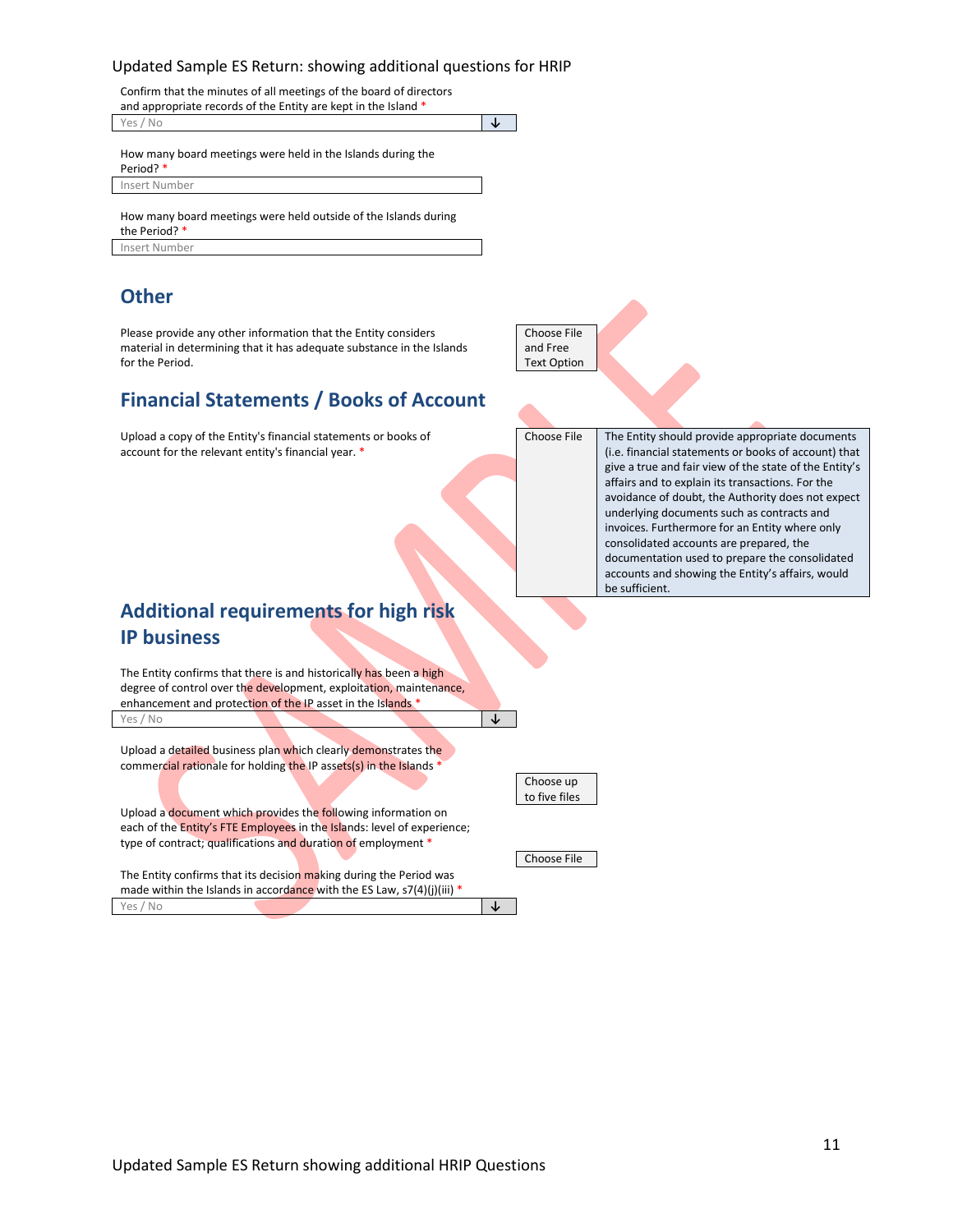Updated Sample ES Return: showing additional questions for HRIP

Confirm that the minutes of all meetings of the board of directors and appropriate records of the Entity are kept in the Island *

Yes / No

How many board meetings were held in the Islands during the Period? *

Insert Number

How many board meetings were held outside of the Islands during the Period? *

Insert Number

## Other

Please provide any other information that the Entity considers material in determining that it has adequate substance in the Islands for the Period.

Choose File and Free Text Option

## Financial Statements / Books of Account

Upload a copy of the Entity's financial statements or books of account for the relevant entity's financial year. *

Choose File

The Entity should provide appropriate documents (i.e. financial statements or books of account) that give a true and fair view of the state of the Entity's affairs and to explain its transactions. For the avoidance of doubt, the Authority does not expect underlying documents such as contracts and invoices. Furthermore for an Entity where only consolidated accounts are prepared, the documentation used to prepare the consolidated accounts and showing the Entity's affairs, would be sufficient.

## Additional requirements for high risk IP business

The Entity confirms that there is and historically has been a high degree of control over the development, exploitation, maintenance, enhancement and protection of the IP asset in the Islands *

Yes / No

Upload a detailed business plan which clearly demonstrates the commercial rationale for holding the IP assets(s) in the Islands *

Choose up to five files

Upload a document which provides the following information on each of the Entity's FTE Employees in the Islands: level of experience; type of contract; qualifications and duration of employment *

Choose File

The Entity confirms that its decision making during the Period was made within the Islands in accordance with the ES Law, s7(4)(j)(iii) *

Yes / No

Updated Sample ES Return showing additional HRIP Questions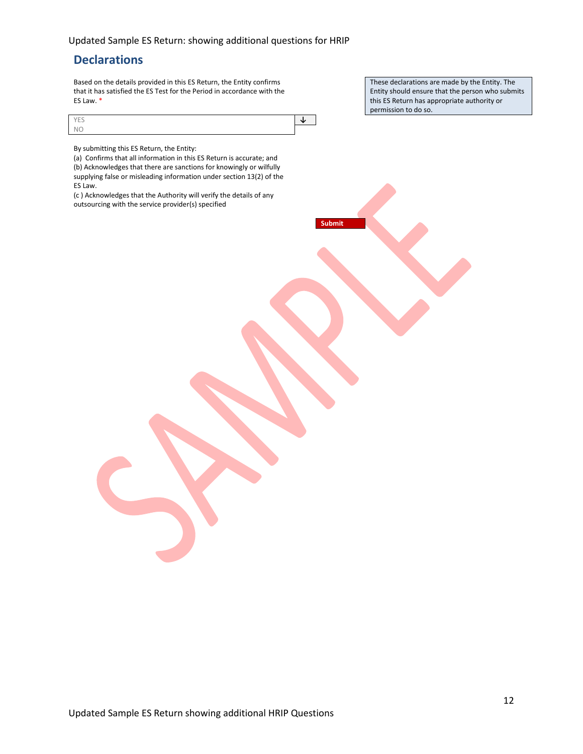## Declarations

Based on the details provided in this ES Return, the Entity confirms that it has satisfied the ES Test for the Period in accordance with the ES Law. *

YES
NO

These declarations are made by the Entity. The Entity should ensure that the person who submits this ES Return has appropriate authority or permission to do so.

By submitting this ES Return, the Entity:
(a) Confirms that all information in this ES Return is accurate; and
(b) Acknowledges that there are sanctions for knowingly or wilfully supplying false or misleading information under section 13(2) of the ES Law.
(c ) Acknowledges that the Authority will verify the details of any outsourcing with the service provider(s) specified

Submit

SAMPLE